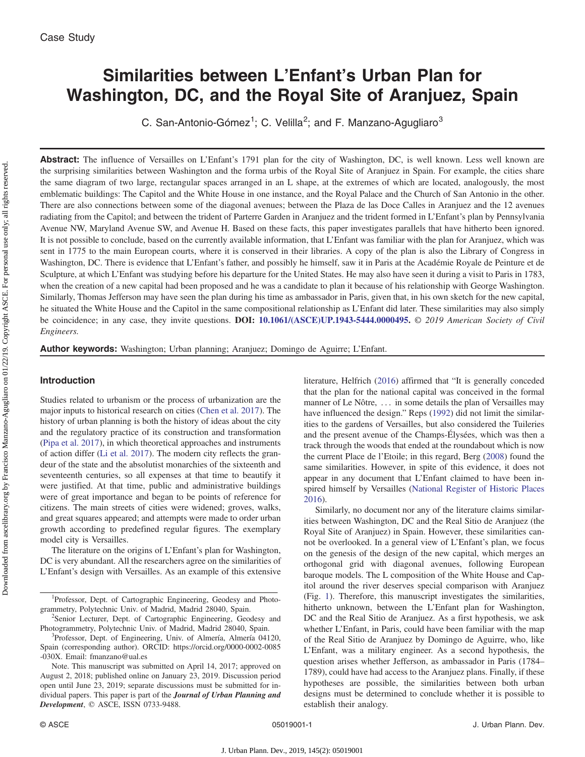Case Study

# Similarities between L'Enfant's Urban Plan for Washington, DC, and the Royal Site of Aranjuez, Spain

C. San-Antonio-Gómez[1]; C. Velilla[2]; and F. Manzano-Agugliaro[3]

**Abstract:** The influence of Versailles on L'Enfant's 1791 plan for the city of Washington, DC, is well known. Less well known are the surprising similarities between Washington and the forma urbis of the Royal Site of Aranjuez in Spain. For example, the cities share the same diagram of two large, rectangular spaces arranged in an L shape, at the extremes of which are located, analogously, the most emblematic buildings: The Capitol and the White House in one instance, and the Royal Palace and the Church of San Antonio in the other. There are also connections between some of the diagonal avenues; between the Plaza de las Doce Calles in Aranjuez and the 12 avenues radiating from the Capitol; and between the trident of Parterre Garden in Aranjuez and the trident formed in L'Enfant's plan by Pennsylvania Avenue NW, Maryland Avenue SW, and Avenue H. Based on these facts, this paper investigates parallels that have hitherto been ignored. It is not possible to conclude, based on the currently available information, that L'Enfant was familiar with the plan for Aranjuez, which was sent in 1775 to the main European courts, where it is conserved in their libraries. A copy of the plan is also the Library of Congress in Washington, DC. There is evidence that L'Enfant's father, and possibly he himself, saw it in Paris at the Académie Royale de Peinture et de Sculpture, at which L'Enfant was studying before his departure for the United States. He may also have seen it during a visit to Paris in 1783, when the creation of a new capital had been proposed and he was a candidate to plan it because of his relationship with George Washington. Similarly, Thomas Jefferson may have seen the plan during his time as ambassador in Paris, given that, in his own sketch for the new capital, he situated the White House and the Capitol in the same compositional relationship as L'Enfant did later. These similarities may also simply be coincidence; in any case, they invite questions. **DOI: 10.1061/(ASCE)UP.1943-5444.0000495.** *© 2019 American Society of Civil Engineers.*

**Author keywords:** Washington; Urban planning; Aranjuez; Domingo de Aguirre; L'Enfant.

## Introduction

Studies related to urbanism or the process of urbanization are the major inputs to historical research on cities (Chen et al. 2017). The history of urban planning is both the history of ideas about the city and the regulatory practice of its construction and transformation (Pipa et al. 2017), in which theoretical approaches and instruments of action differ (Li et al. 2017). The modern city reflects the grandeur of the state and the absolutist monarchies of the sixteenth and seventeenth centuries, so all expenses at that time to beautify it were justified. At that time, public and administrative buildings were of great importance and began to be points of reference for citizens. The main streets of cities were widened; groves, walks, and great squares appeared; and attempts were made to order urban growth according to predefined regular figures. The exemplary model city is Versailles.

The literature on the origins of L'Enfant's plan for Washington, DC is very abundant. All the researchers agree on the similarities of L'Enfant's design with Versailles. As an example of this extensive literature, Helfrich (2016) affirmed that "It is generally conceded that the plan for the national capital was conceived in the formal manner of Le Nôtre, … in some details the plan of Versailles may have influenced the design." Reps (1992) did not limit the similarities to the gardens of Versailles, but also considered the Tuileries and the present avenue of the Champs-Élysées, which was then a track through the woods that ended at the roundabout which is now the current Place de l'Etoile; in this regard, Berg (2008) found the same similarities. However, in spite of this evidence, it does not appear in any document that L'Enfant claimed to have been inspired himself by Versailles (National Register of Historic Places 2016).

Similarly, no document nor any of the literature claims similarities between Washington, DC and the Real Sitio de Aranjuez (the Royal Site of Aranjuez) in Spain. However, these similarities cannot be overlooked. In a general view of L'Enfant's plan, we focus on the genesis of the design of the new capital, which merges an orthogonal grid with diagonal avenues, following European baroque models. The L composition of the White House and Capitol around the river deserves special comparison with Aranjuez (Fig. 1). Therefore, this manuscript investigates the similarities, hitherto unknown, between the L'Enfant plan for Washington, DC and the Real Sitio de Aranjuez. As a first hypothesis, we ask whether L'Enfant, in Paris, could have been familiar with the map of the Real Sitio de Aranjuez by Domingo de Aguirre, who, like L'Enfant, was a military engineer. As a second hypothesis, the question arises whether Jefferson, as ambassador in Paris (1784–1789), could have had access to the Aranjuez plans. Finally, if these hypotheses are possible, the similarities between both urban designs must be determined to conclude whether it is possible to establish their analogy.

---

[1]Professor, Dept. of Cartographic Engineering, Geodesy and Photogrammetry, Polytechnic Univ. of Madrid, Madrid 28040, Spain.

[2]Senior Lecturer, Dept. of Cartographic Engineering, Geodesy and Photogrammetry, Polytechnic Univ. of Madrid, Madrid 28040, Spain.

[3]Professor, Dept. of Engineering, Univ. of Almería, Almería 04120, Spain (corresponding author). ORCID: https://orcid.org/0000-0002-0085-030X. Email: fmanzano@ual.es

Note. This manuscript was submitted on April 14, 2017; approved on August 2, 2018; published online on January 23, 2019. Discussion period open until June 23, 2019; separate discussions must be submitted for individual papers. This paper is part of the ***Journal of Urban Planning and Development***, © ASCE, ISSN 0733-9488.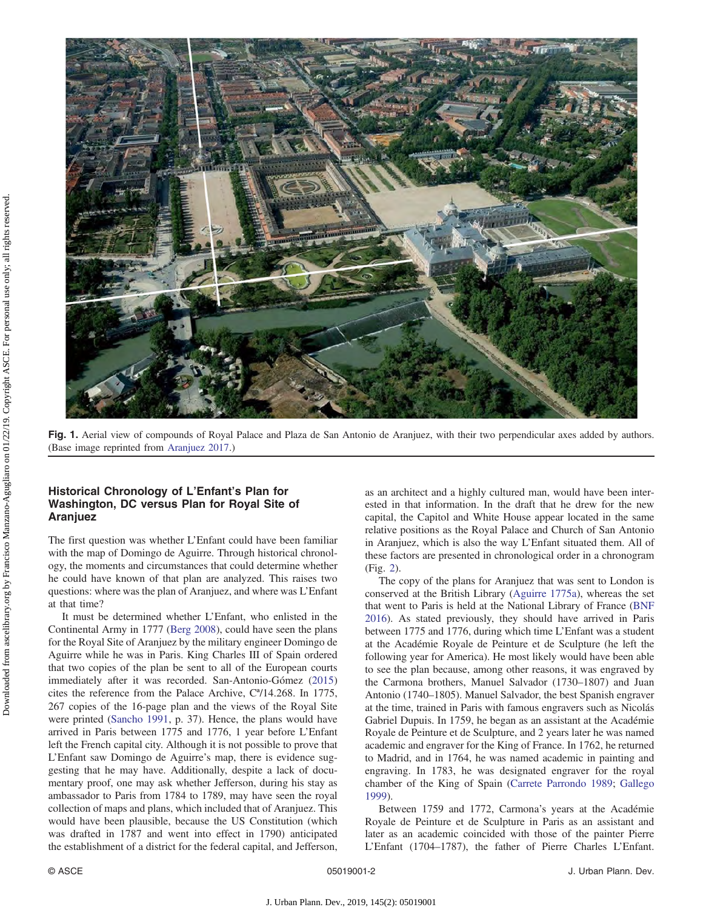**Fig. 1.** Aerial view of compounds of Royal Palace and Plaza de San Antonio de Aranjuez, with their two perpendicular axes added by authors. (Base image reprinted from Aranjuez 2017.)

## Historical Chronology of L'Enfant's Plan for Washington, DC versus Plan for Royal Site of Aranjuez

The first question was whether L'Enfant could have been familiar with the map of Domingo de Aguirre. Through historical chronology, the moments and circumstances that could determine whether he could have known of that plan are analyzed. This raises two questions: where was the plan of Aranjuez, and where was L'Enfant at that time?

It must be determined whether L'Enfant, who enlisted in the Continental Army in 1777 (Berg 2008), could have seen the plans for the Royal Site of Aranjuez by the military engineer Domingo de Aguirre while he was in Paris. King Charles III of Spain ordered that two copies of the plan be sent to all of the European courts immediately after it was recorded. San-Antonio-Gómez (2015) cites the reference from the Palace Archive, Cª/14.268. In 1775, 267 copies of the 16-page plan and the views of the Royal Site were printed (Sancho 1991, p. 37). Hence, the plans would have arrived in Paris between 1775 and 1776, 1 year before L'Enfant left the French capital city. Although it is not possible to prove that L'Enfant saw Domingo de Aguirre's map, there is evidence suggesting that he may have. Additionally, despite a lack of documentary proof, one may ask whether Jefferson, during his stay as ambassador to Paris from 1784 to 1789, may have seen the royal collection of maps and plans, which included that of Aranjuez. This would have been plausible, because the US Constitution (which was drafted in 1787 and went into effect in 1790) anticipated the establishment of a district for the federal capital, and Jefferson, as an architect and a highly cultured man, would have been interested in that information. In the draft that he drew for the new capital, the Capitol and White House appear located in the same relative positions as the Royal Palace and Church of San Antonio in Aranjuez, which is also the way L'Enfant situated them. All of these factors are presented in chronological order in a chronogram (Fig. 2).

The copy of the plans for Aranjuez that was sent to London is conserved at the British Library (Aguirre 1775a), whereas the set that went to Paris is held at the National Library of France (BNF 2016). As stated previously, they should have arrived in Paris between 1775 and 1776, during which time L'Enfant was a student at the Académie Royale de Peinture et de Sculpture (he left the following year for America). He most likely would have been able to see the plan because, among other reasons, it was engraved by the Carmona brothers, Manuel Salvador (1730–1807) and Juan Antonio (1740–1805). Manuel Salvador, the best Spanish engraver at the time, trained in Paris with famous engravers such as Nicolás Gabriel Dupuis. In 1759, he began as an assistant at the Académie Royale de Peinture et de Sculpture, and 2 years later he was named academic and engraver for the King of France. In 1762, he returned to Madrid, and in 1764, he was named academic in painting and engraving. In 1783, he was designated engraver for the royal chamber of the King of Spain (Carrete Parrondo 1989; Gallego 1999).

Between 1759 and 1772, Carmona's years at the Académie Royale de Peinture et de Sculpture in Paris as an assistant and later as an academic coincided with those of the painter Pierre L'Enfant (1704–1787), the father of Pierre Charles L'Enfant.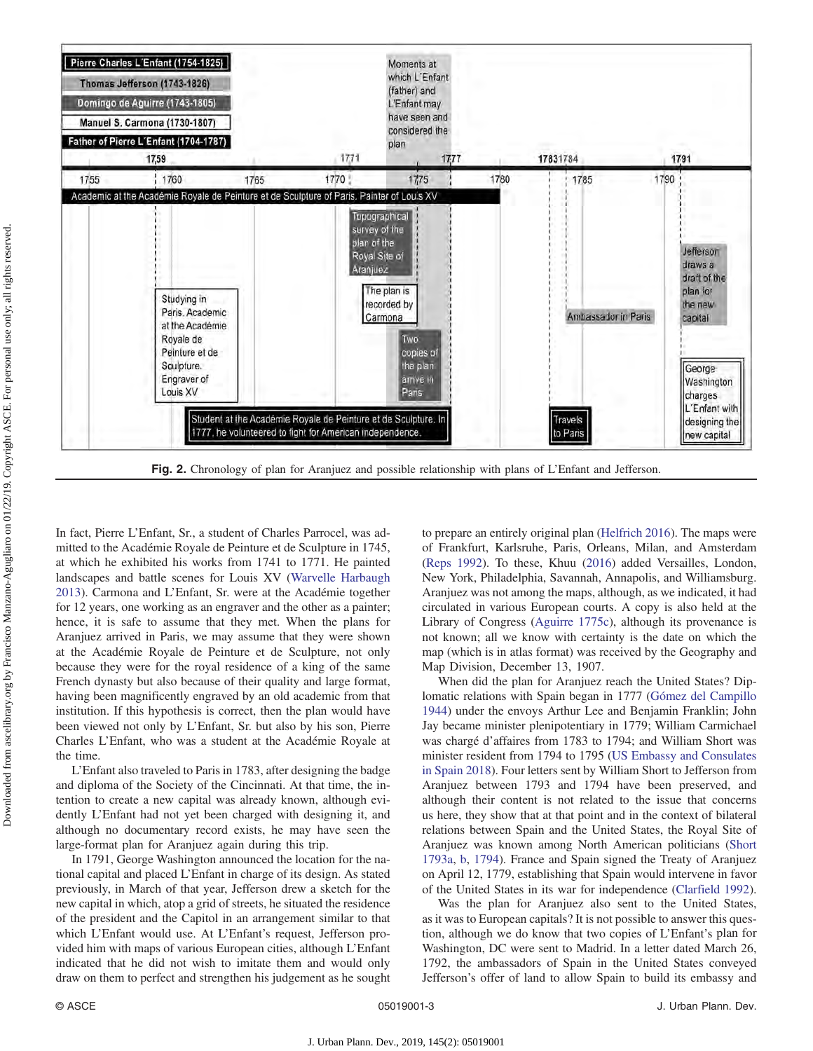**Fig. 2.** Chronology of plan for Aranjuez and possible relationship with plans of L'Enfant and Jefferson.

In fact, Pierre L'Enfant, Sr., a student of Charles Parrocel, was admitted to the Académie Royale de Peinture et de Sculpture in 1745, at which he exhibited his works from 1741 to 1771. He painted landscapes and battle scenes for Louis XV (Warvelle Harbaugh 2013). Carmona and L'Enfant, Sr. were at the Académie together for 12 years, one working as an engraver and the other as a painter; hence, it is safe to assume that they met. When the plans for Aranjuez arrived in Paris, we may assume that they were shown at the Académie Royale de Peinture et de Sculpture, not only because they were for the royal residence of a king of the same French dynasty but also because of their quality and large format, having been magnificently engraved by an old academic from that institution. If this hypothesis is correct, then the plan would have been viewed not only by L'Enfant, Sr. but also by his son, Pierre Charles L'Enfant, who was a student at the Académie Royale at the time.

L'Enfant also traveled to Paris in 1783, after designing the badge and diploma of the Society of the Cincinnati. At that time, the intention to create a new capital was already known, although evidently L'Enfant had not yet been charged with designing it, and although no documentary record exists, he may have seen the large-format plan for Aranjuez again during this trip.

In 1791, George Washington announced the location for the national capital and placed L'Enfant in charge of its design. As stated previously, in March of that year, Jefferson drew a sketch for the new capital in which, atop a grid of streets, he situated the residence of the president and the Capitol in an arrangement similar to that which L'Enfant would use. At L'Enfant's request, Jefferson provided him with maps of various European cities, although L'Enfant indicated that he did not wish to imitate them and would only draw on them to perfect and strengthen his judgement as he sought to prepare an entirely original plan (Helfrich 2016). The maps were of Frankfurt, Karlsruhe, Paris, Orleans, Milan, and Amsterdam (Reps 1992). To these, Khuu (2016) added Versailles, London, New York, Philadelphia, Savannah, Annapolis, and Williamsburg. Aranjuez was not among the maps, although, as we indicated, it had circulated in various European courts. A copy is also held at the Library of Congress (Aguirre 1775c), although its provenance is not known; all we know with certainty is the date on which the map (which is in atlas format) was received by the Geography and Map Division, December 13, 1907.

When did the plan for Aranjuez reach the United States? Diplomatic relations with Spain began in 1777 (Gómez del Campillo 1944) under the envoys Arthur Lee and Benjamin Franklin; John Jay became minister plenipotentiary in 1779; William Carmichael was chargé d'affaires from 1783 to 1794; and William Short was minister resident from 1794 to 1795 (US Embassy and Consulates in Spain 2018). Four letters sent by William Short to Jefferson from Aranjuez between 1793 and 1794 have been preserved, and although their content is not related to the issue that concerns us here, they show that at that point and in the context of bilateral relations between Spain and the United States, the Royal Site of Aranjuez was known among North American politicians (Short 1793a, b, 1794). France and Spain signed the Treaty of Aranjuez on April 12, 1779, establishing that Spain would intervene in favor of the United States in its war for independence (Clarfield 1992).

Was the plan for Aranjuez also sent to the United States, as it was to European capitals? It is not possible to answer this question, although we do know that two copies of L'Enfant's plan for Washington, DC were sent to Madrid. In a letter dated March 26, 1792, the ambassadors of Spain in the United States conveyed Jefferson's offer of land to allow Spain to build its embassy and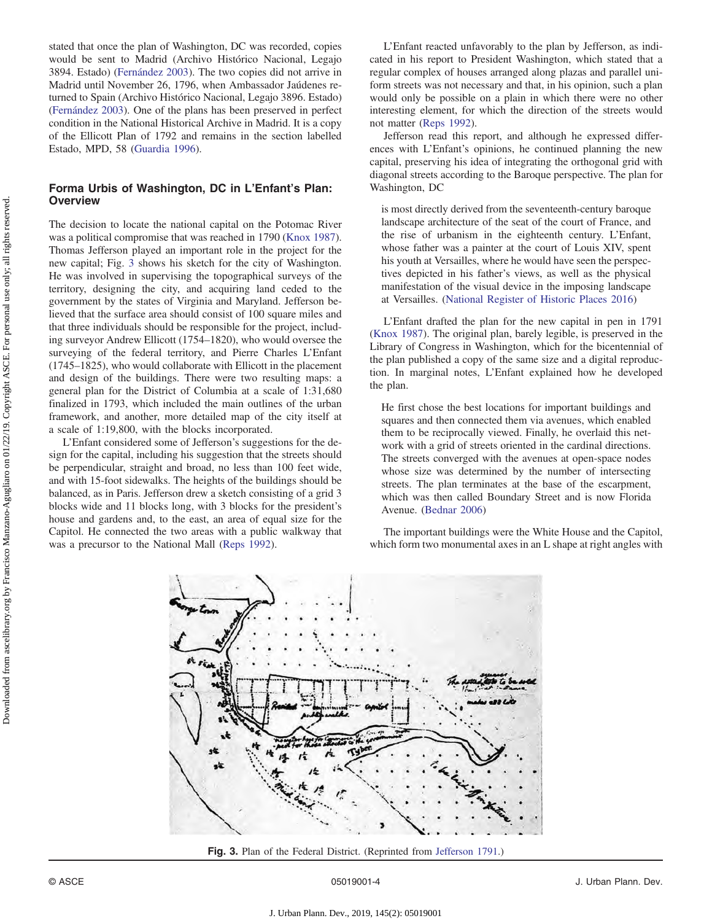stated that once the plan of Washington, DC was recorded, copies would be sent to Madrid (Archivo Histórico Nacional, Legajo 3894. Estado) (Fernández 2003). The two copies did not arrive in Madrid until November 26, 1796, when Ambassador Jaúdenes returned to Spain (Archivo Histórico Nacional, Legajo 3896. Estado) (Fernández 2003). One of the plans has been preserved in perfect condition in the National Historical Archive in Madrid. It is a copy of the Ellicott Plan of 1792 and remains in the section labelled Estado, MPD, 58 (Guardia 1996).

## Forma Urbis of Washington, DC in L'Enfant's Plan: Overview

The decision to locate the national capital on the Potomac River was a political compromise that was reached in 1790 (Knox 1987). Thomas Jefferson played an important role in the project for the new capital; Fig. 3 shows his sketch for the city of Washington. He was involved in supervising the topographical surveys of the territory, designing the city, and acquiring land ceded to the government by the states of Virginia and Maryland. Jefferson believed that the surface area should consist of 100 square miles and that three individuals should be responsible for the project, including surveyor Andrew Ellicott (1754–1820), who would oversee the surveying of the federal territory, and Pierre Charles L'Enfant (1745–1825), who would collaborate with Ellicott in the placement and design of the buildings. There were two resulting maps: a general plan for the District of Columbia at a scale of 1:31,680 finalized in 1793, which included the main outlines of the urban framework, and another, more detailed map of the city itself at a scale of 1:19,800, with the blocks incorporated.

L'Enfant considered some of Jefferson's suggestions for the design for the capital, including his suggestion that the streets should be perpendicular, straight and broad, no less than 100 feet wide, and with 15-foot sidewalks. The heights of the buildings should be balanced, as in Paris. Jefferson drew a sketch consisting of a grid 3 blocks wide and 11 blocks long, with 3 blocks for the president's house and gardens and, to the east, an area of equal size for the Capitol. He connected the two areas with a public walkway that was a precursor to the National Mall (Reps 1992).

L'Enfant reacted unfavorably to the plan by Jefferson, as indicated in his report to President Washington, which stated that a regular complex of houses arranged along plazas and parallel uniform streets was not necessary and that, in his opinion, such a plan would only be possible on a plain in which there were no other interesting element, for which the direction of the streets would not matter (Reps 1992).

Jefferson read this report, and although he expressed differences with L'Enfant's opinions, he continued planning the new capital, preserving his idea of integrating the orthogonal grid with diagonal streets according to the Baroque perspective. The plan for Washington, DC

> is most directly derived from the seventeenth-century baroque landscape architecture of the seat of the court of France, and the rise of urbanism in the eighteenth century. L'Enfant, whose father was a painter at the court of Louis XIV, spent his youth at Versailles, where he would have seen the perspectives depicted in his father's views, as well as the physical manifestation of the visual device in the imposing landscape at Versailles. (National Register of Historic Places 2016)

L'Enfant drafted the plan for the new capital in pen in 1791 (Knox 1987). The original plan, barely legible, is preserved in the Library of Congress in Washington, which for the bicentennial of the plan published a copy of the same size and a digital reproduction. In marginal notes, L'Enfant explained how he developed the plan.

> He first chose the best locations for important buildings and squares and then connected them via avenues, which enabled them to be reciprocally viewed. Finally, he overlaid this network with a grid of streets oriented in the cardinal directions. The streets converged with the avenues at open-space nodes whose size was determined by the number of intersecting streets. The plan terminates at the base of the escarpment, which was then called Boundary Street and is now Florida Avenue. (Bednar 2006)

The important buildings were the White House and the Capitol, which form two monumental axes in an L shape at right angles with

**Fig. 3.** Plan of the Federal District. (Reprinted from Jefferson 1791.)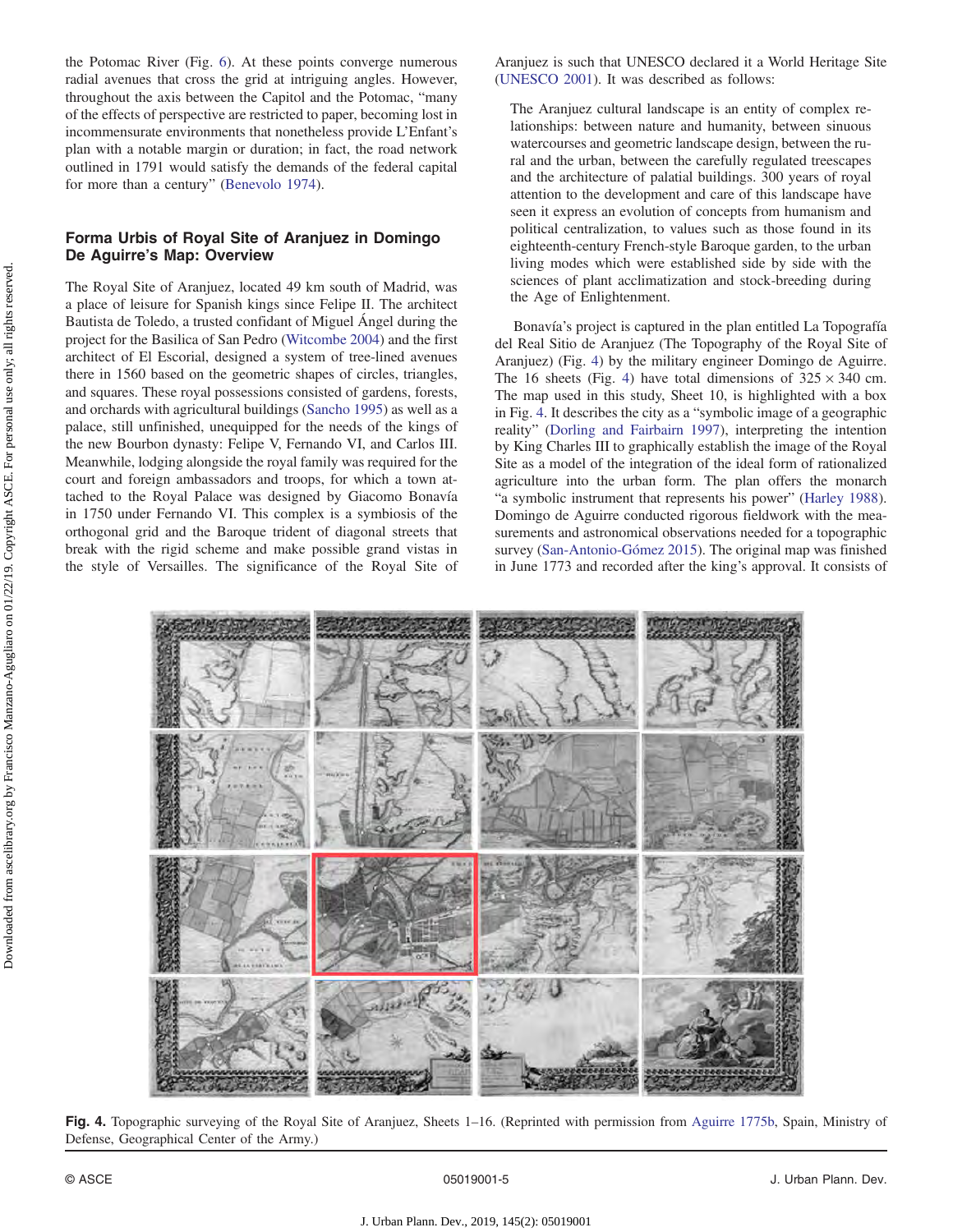the Potomac River (Fig. 6). At these points converge numerous radial avenues that cross the grid at intriguing angles. However, throughout the axis between the Capitol and the Potomac, "many of the effects of perspective are restricted to paper, becoming lost in incommensurate environments that nonetheless provide L'Enfant's plan with a notable margin or duration; in fact, the road network outlined in 1791 would satisfy the demands of the federal capital for more than a century" (Benevolo 1974).

## Forma Urbis of Royal Site of Aranjuez in Domingo De Aguirre's Map: Overview

The Royal Site of Aranjuez, located 49 km south of Madrid, was a place of leisure for Spanish kings since Felipe II. The architect Bautista de Toledo, a trusted confidant of Miguel Ángel during the project for the Basilica of San Pedro (Witcombe 2004) and the first architect of El Escorial, designed a system of tree-lined avenues there in 1560 based on the geometric shapes of circles, triangles, and squares. These royal possessions consisted of gardens, forests, and orchards with agricultural buildings (Sancho 1995) as well as a palace, still unfinished, unequipped for the needs of the kings of the new Bourbon dynasty: Felipe V, Fernando VI, and Carlos III. Meanwhile, lodging alongside the royal family was required for the court and foreign ambassadors and troops, for which a town attached to the Royal Palace was designed by Giacomo Bonavía in 1750 under Fernando VI. This complex is a symbiosis of the orthogonal grid and the Baroque trident of diagonal streets that break with the rigid scheme and make possible grand vistas in the style of Versailles. The significance of the Royal Site of Aranjuez is such that UNESCO declared it a World Heritage Site (UNESCO 2001). It was described as follows:

> The Aranjuez cultural landscape is an entity of complex relationships: between nature and humanity, between sinuous watercourses and geometric landscape design, between the rural and the urban, between the carefully regulated treescapes and the architecture of palatial buildings. 300 years of royal attention to the development and care of this landscape have seen it express an evolution of concepts from humanism and political centralization, to values such as those found in its eighteenth-century French-style Baroque garden, to the urban living modes which were established side by side with the sciences of plant acclimatization and stock-breeding during the Age of Enlightenment.

Bonavía's project is captured in the plan entitled La Topografía del Real Sitio de Aranjuez (The Topography of the Royal Site of Aranjuez) (Fig. 4) by the military engineer Domingo de Aguirre. The 16 sheets (Fig. 4) have total dimensions of $325 \times 340$ cm. The map used in this study, Sheet 10, is highlighted with a box in Fig. 4. It describes the city as a "symbolic image of a geographic reality" (Dorling and Fairbairn 1997), interpreting the intention by King Charles III to graphically establish the image of the Royal Site as a model of the integration of the ideal form of rationalized agriculture into the urban form. The plan offers the monarch "a symbolic instrument that represents his power" (Harley 1988). Domingo de Aguirre conducted rigorous fieldwork with the measurements and astronomical observations needed for a topographic survey (San-Antonio-Gómez 2015). The original map was finished in June 1773 and recorded after the king's approval. It consists of

**Fig. 4.** Topographic surveying of the Royal Site of Aranjuez, Sheets 1–16. (Reprinted with permission from Aguirre 1775b, Spain, Ministry of Defense, Geographical Center of the Army.)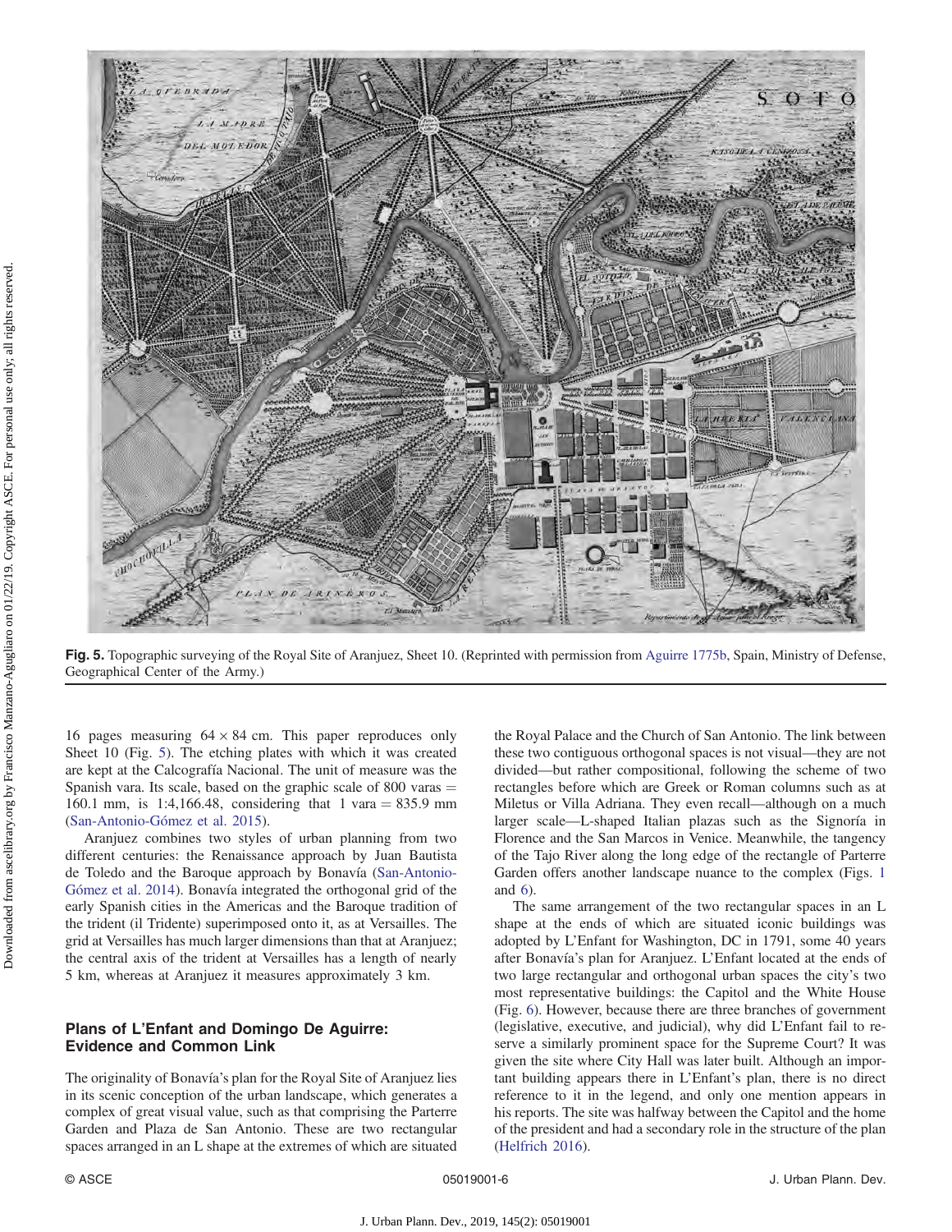Fig. 5. Topographic surveying of the Royal Site of Aranjuez, Sheet 10. (Reprinted with permission from Aguirre 1775b, Spain, Ministry of Defense, Geographical Center of the Army.)

16 pages measuring $64 \times 84$ cm. This paper reproduces only Sheet 10 (Fig. 5). The etching plates with which it was created are kept at the Calcografía Nacional. The unit of measure was the Spanish vara. Its scale, based on the graphic scale of 800 varas = 160.1 mm, is 1:4,166.48, considering that 1 vara = 835.9 mm (San-Antonio-Gómez et al. 2015).

Aranjuez combines two styles of urban planning from two different centuries: the Renaissance approach by Juan Bautista de Toledo and the Baroque approach by Bonavía (San-Antonio-Gómez et al. 2014). Bonavía integrated the orthogonal grid of the early Spanish cities in the Americas and the Baroque tradition of the trident (il Tridente) superimposed onto it, as at Versailles. The grid at Versailles has much larger dimensions than that at Aranjuez; the central axis of the trident at Versailles has a length of nearly 5 km, whereas at Aranjuez it measures approximately 3 km.

## Plans of L'Enfant and Domingo De Aguirre: Evidence and Common Link

The originality of Bonavía's plan for the Royal Site of Aranjuez lies in its scenic conception of the urban landscape, which generates a complex of great visual value, such as that comprising the Parterre Garden and Plaza de San Antonio. These are two rectangular spaces arranged in an L shape at the extremes of which are situated the Royal Palace and the Church of San Antonio. The link between these two contiguous orthogonal spaces is not visual—they are not divided—but rather compositional, following the scheme of two rectangles before which are Greek or Roman columns such as at Miletus or Villa Adriana. They even recall—although on a much larger scale—L-shaped Italian plazas such as the Signoría in Florence and the San Marcos in Venice. Meanwhile, the tangency of the Tajo River along the long edge of the rectangle of Parterre Garden offers another landscape nuance to the complex (Figs. 1 and 6).

The same arrangement of the two rectangular spaces in an L shape at the ends of which are situated iconic buildings was adopted by L'Enfant for Washington, DC in 1791, some 40 years after Bonavía's plan for Aranjuez. L'Enfant located at the ends of two large rectangular and orthogonal urban spaces the city's two most representative buildings: the Capitol and the White House (Fig. 6). However, because there are three branches of government (legislative, executive, and judicial), why did L'Enfant fail to reserve a similarly prominent space for the Supreme Court? It was given the site where City Hall was later built. Although an important building appears there in L'Enfant's plan, there is no direct reference to it in the legend, and only one mention appears in his reports. The site was halfway between the Capitol and the home of the president and had a secondary role in the structure of the plan (Helfrich 2016).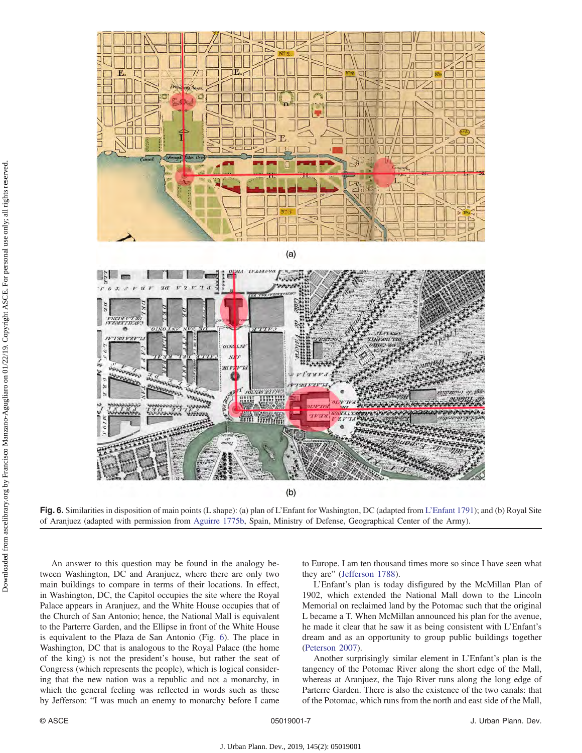Fig. 6. Similarities in disposition of main points (L shape): (a) plan of L'Enfant for Washington, DC (adapted from L'Enfant 1791); and (b) Royal Site of Aranjuez (adapted with permission from Aguirre 1775b, Spain, Ministry of Defense, Geographical Center of the Army).

An answer to this question may be found in the analogy between Washington, DC and Aranjuez, where there are only two main buildings to compare in terms of their locations. In effect, in Washington, DC, the Capitol occupies the site where the Royal Palace appears in Aranjuez, and the White House occupies that of the Church of San Antonio; hence, the National Mall is equivalent to the Parterre Garden, and the Ellipse in front of the White House is equivalent to the Plaza de San Antonio (Fig. 6). The place in Washington, DC that is analogous to the Royal Palace (the home of the king) is not the president's house, but rather the seat of Congress (which represents the people), which is logical considering that the new nation was a republic and not a monarchy, in which the general feeling was reflected in words such as these by Jefferson: "I was much an enemy to monarchy before I came to Europe. I am ten thousand times more so since I have seen what they are" (Jefferson 1788).

L'Enfant's plan is today disfigured by the McMillan Plan of 1902, which extended the National Mall down to the Lincoln Memorial on reclaimed land by the Potomac such that the original L became a T. When McMillan announced his plan for the avenue, he made it clear that he saw it as being consistent with L'Enfant's dream and as an opportunity to group public buildings together (Peterson 2007).

Another surprisingly similar element in L'Enfant's plan is the tangency of the Potomac River along the short edge of the Mall, whereas at Aranjuez, the Tajo River runs along the long edge of Parterre Garden. There is also the existence of the two canals: that of the Potomac, which runs from the north and east side of the Mall,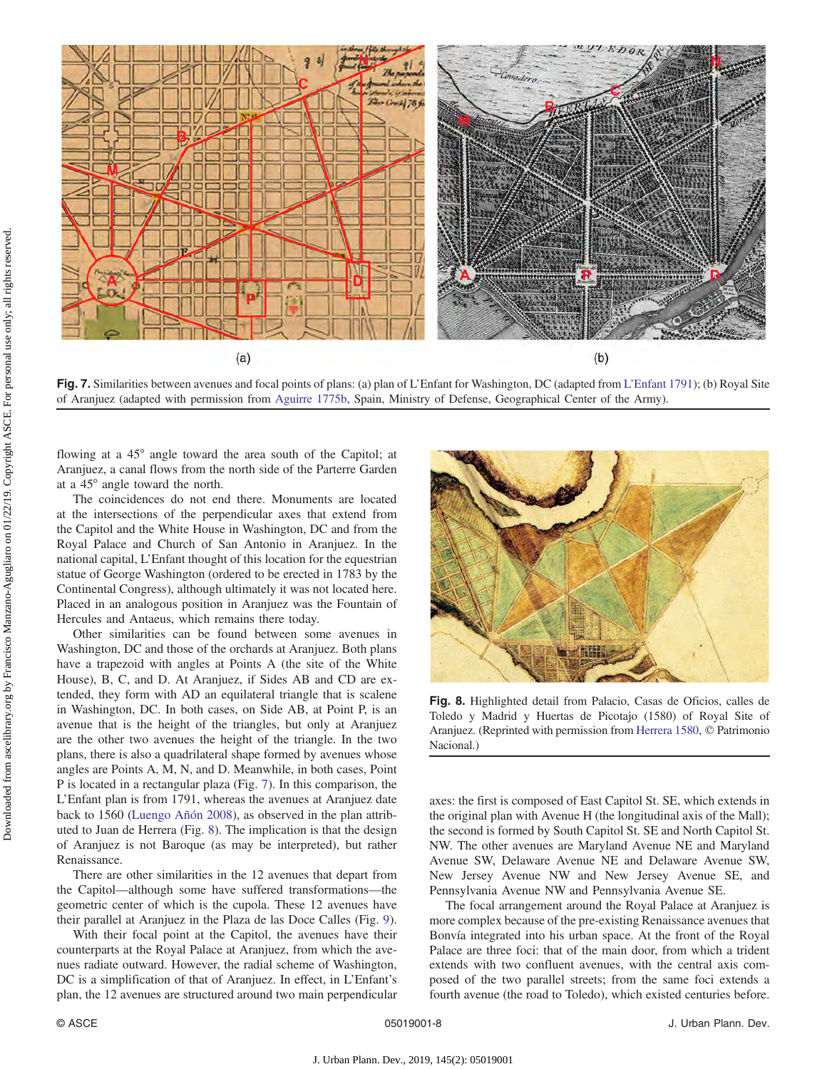**Fig. 7.** Similarities between avenues and focal points of plans: (a) plan of L'Enfant for Washington, DC (adapted from L'Enfant 1791); (b) Royal Site of Aranjuez (adapted with permission from Aguirre 1775b, Spain, Ministry of Defense, Geographical Center of the Army).

flowing at a 45° angle toward the area south of the Capitol; at Aranjuez, a canal flows from the north side of the Parterre Garden at a 45° angle toward the north.

The coincidences do not end there. Monuments are located at the intersections of the perpendicular axes that extend from the Capitol and the White House in Washington, DC and from the Royal Palace and Church of San Antonio in Aranjuez. In the national capital, L'Enfant thought of this location for the equestrian statue of George Washington (ordered to be erected in 1783 by the Continental Congress), although ultimately it was not located here. Placed in an analogous position in Aranjuez was the Fountain of Hercules and Antaeus, which remains there today.

Other similarities can be found between some avenues in Washington, DC and those of the orchards at Aranjuez. Both plans have a trapezoid with angles at Points A (the site of the White House), B, C, and D. At Aranjuez, if Sides AB and CD are extended, they form with AD an equilateral triangle that is scalene in Washington, DC. In both cases, on Side AB, at Point P, is an avenue that is the height of the triangles, but only at Aranjuez are the other two avenues the height of the triangle. In the two plans, there is also a quadrilateral shape formed by avenues whose angles are Points A, M, N, and D. Meanwhile, in both cases, Point P is located in a rectangular plaza (Fig. 7). In this comparison, the L'Enfant plan is from 1791, whereas the avenues at Aranjuez date back to 1560 (Luengo Añón 2008), as observed in the plan attributed to Juan de Herrera (Fig. 8). The implication is that the design of Aranjuez is not Baroque (as may be interpreted), but rather Renaissance.

There are other similarities in the 12 avenues that depart from the Capitol—although some have suffered transformations—the geometric center of which is the cupola. These 12 avenues have their parallel at Aranjuez in the Plaza de las Doce Calles (Fig. 9).

With their focal point at the Capitol, the avenues have their counterparts at the Royal Palace at Aranjuez, from which the avenues radiate outward. However, the radial scheme of Washington, DC is a simplification of that of Aranjuez. In effect, in L'Enfant's plan, the 12 avenues are structured around two main perpendicular axes: the first is composed of East Capitol St. SE, which extends in the original plan with Avenue H (the longitudinal axis of the Mall); the second is formed by South Capitol St. SE and North Capitol St. NW. The other avenues are Maryland Avenue NE and Maryland Avenue SW, Delaware Avenue NE and Delaware Avenue SW, New Jersey Avenue NW and New Jersey Avenue SE, and Pennsylvania Avenue NW and Pennsylvania Avenue SE.

The focal arrangement around the Royal Palace at Aranjuez is more complex because of the pre-existing Renaissance avenues that Bonvía integrated into his urban space. At the front of the Royal Palace are three foci: that of the main door, from which a trident extends with two confluent avenues, with the central axis composed of the two parallel streets; from the same foci extends a fourth avenue (the road to Toledo), which existed centuries before.

**Fig. 8.** Highlighted detail from Palacio, Casas de Oficios, calles de Toledo y Madrid y Huertas de Picotajo (1580) of Royal Site of Aranjuez. (Reprinted with permission from Herrera 1580, © Patrimonio Nacional.)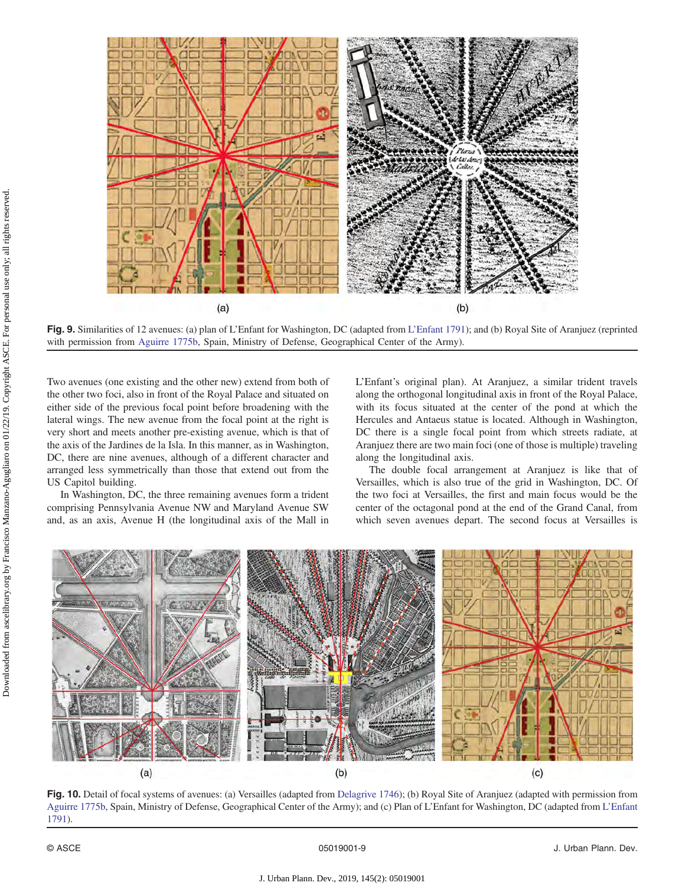Fig. 9. Similarities of 12 avenues: (a) plan of L'Enfant for Washington, DC (adapted from L'Enfant 1791); and (b) Royal Site of Aranjuez (reprinted with permission from Aguirre 1775b, Spain, Ministry of Defense, Geographical Center of the Army).

Two avenues (one existing and the other new) extend from both of the other two foci, also in front of the Royal Palace and situated on either side of the previous focal point before broadening with the lateral wings. The new avenue from the focal point at the right is very short and meets another pre-existing avenue, which is that of the axis of the Jardines de la Isla. In this manner, as in Washington, DC, there are nine avenues, although of a different character and arranged less symmetrically than those that extend out from the US Capitol building.

In Washington, DC, the three remaining avenues form a trident comprising Pennsylvania Avenue NW and Maryland Avenue SW and, as an axis, Avenue H (the longitudinal axis of the Mall in L'Enfant's original plan). At Aranjuez, a similar trident travels along the orthogonal longitudinal axis in front of the Royal Palace, with its focus situated at the center of the pond at which the Hercules and Antaeus statue is located. Although in Washington, DC there is a single focal point from which streets radiate, at Aranjuez there are two main foci (one of those is multiple) traveling along the longitudinal axis.

The double focal arrangement at Aranjuez is like that of Versailles, which is also true of the grid in Washington, DC. Of the two foci at Versailles, the first and main focus would be the center of the octagonal pond at the end of the Grand Canal, from which seven avenues depart. The second focus at Versailles is

Fig. 10. Detail of focal systems of avenues: (a) Versailles (adapted from Delagrive 1746); (b) Royal Site of Aranjuez (adapted with permission from Aguirre 1775b, Spain, Ministry of Defense, Geographical Center of the Army); and (c) Plan of L'Enfant for Washington, DC (adapted from L'Enfant 1791).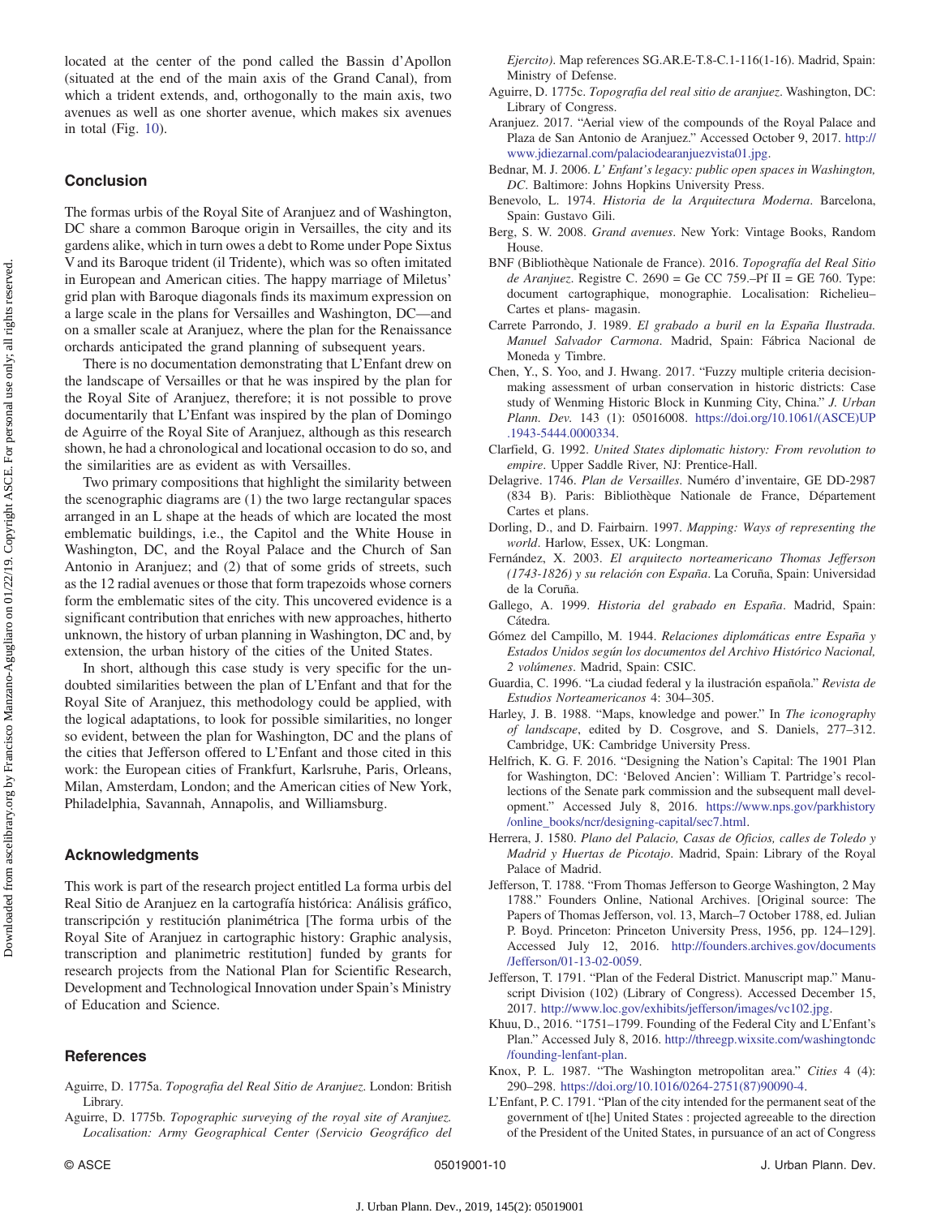located at the center of the pond called the Bassin d'Apollon (situated at the end of the main axis of the Grand Canal), from which a trident extends, and, orthogonally to the main axis, two avenues as well as one shorter avenue, which makes six avenues in total (Fig. 10).

## Conclusion

The formas urbis of the Royal Site of Aranjuez and of Washington, DC share a common Baroque origin in Versailles, the city and its gardens alike, which in turn owes a debt to Rome under Pope Sixtus V and its Baroque trident (il Tridente), which was so often imitated in European and American cities. The happy marriage of Miletus' grid plan with Baroque diagonals finds its maximum expression on a large scale in the plans for Versailles and Washington, DC—and on a smaller scale at Aranjuez, where the plan for the Renaissance orchards anticipated the grand planning of subsequent years.

There is no documentation demonstrating that L'Enfant drew on the landscape of Versailles or that he was inspired by the plan for the Royal Site of Aranjuez, therefore; it is not possible to prove documentarily that L'Enfant was inspired by the plan of Domingo de Aguirre of the Royal Site of Aranjuez, although as this research shown, he had a chronological and locational occasion to do so, and the similarities are as evident as with Versailles.

Two primary compositions that highlight the similarity between the scenographic diagrams are (1) the two large rectangular spaces arranged in an L shape at the heads of which are located the most emblematic buildings, i.e., the Capitol and the White House in Washington, DC, and the Royal Palace and the Church of San Antonio in Aranjuez; and (2) that of some grids of streets, such as the 12 radial avenues or those that form trapezoids whose corners form the emblematic sites of the city. This uncovered evidence is a significant contribution that enriches with new approaches, hitherto unknown, the history of urban planning in Washington, DC and, by extension, the urban history of the cities of the United States.

In short, although this case study is very specific for the undoubted similarities between the plan of L'Enfant and that for the Royal Site of Aranjuez, this methodology could be applied, with the logical adaptations, to look for possible similarities, no longer so evident, between the plan for Washington, DC and the plans of the cities that Jefferson offered to L'Enfant and those cited in this work: the European cities of Frankfurt, Karlsruhe, Paris, Orleans, Milan, Amsterdam, London; and the American cities of New York, Philadelphia, Savannah, Annapolis, and Williamsburg.

## Acknowledgments

This work is part of the research project entitled La forma urbis del Real Sitio de Aranjuez en la cartografía histórica: Análisis gráfico, transcripción y restitución planimétrica [The forma urbis of the Royal Site of Aranjuez in cartographic history: Graphic analysis, transcription and planimetric restitution] funded by grants for research projects from the National Plan for Scientific Research, Development and Technological Innovation under Spain's Ministry of Education and Science.

## References

Aguirre, D. 1775a. *Topografía del Real Sitio de Aranjuez*. London: British Library.

Aguirre, D. 1775b. *Topographic surveying of the royal site of Aranjuez. Localisation: Army Geographical Center (Servicio Geográfico del Ejercito)*. Map references SG.AR.E-T.8-C.1-116(1-16). Madrid, Spain: Ministry of Defense.

Aguirre, D. 1775c. *Topografia del real sitio de aranjuez*. Washington, DC: Library of Congress.

Aranjuez. 2017. "Aerial view of the compounds of the Royal Palace and Plaza de San Antonio de Aranjuez." Accessed October 9, 2017. http://www.jdiezarnal.com/palaciodearanjuezvista01.jpg.

Bednar, M. J. 2006. *L' Enfant's legacy: public open spaces in Washington, DC*. Baltimore: Johns Hopkins University Press.

Benevolo, L. 1974. *Historia de la Arquitectura Moderna*. Barcelona, Spain: Gustavo Gili.

Berg, S. W. 2008. *Grand avenues*. New York: Vintage Books, Random House.

BNF (Bibliothèque Nationale de France). 2016. *Topografía del Real Sitio de Aranjuez*. Registre C. 2690 = Ge CC 759.–Pf II = GE 760. Type: document cartographique, monographie. Localisation: Richelieu–Cartes et plans- magasin.

Carrete Parrondo, J. 1989. *El grabado a buril en la España Ilustrada. Manuel Salvador Carmona*. Madrid, Spain: Fábrica Nacional de Moneda y Timbre.

Chen, Y., S. Yoo, and J. Hwang. 2017. "Fuzzy multiple criteria decision-making assessment of urban conservation in historic districts: Case study of Wenming Historic Block in Kunming City, China." *J. Urban Plann. Dev.* 143 (1): 05016008. https://doi.org/10.1061/(ASCE)UP.1943-5444.0000334.

Clarfield, G. 1992. *United States diplomatic history: From revolution to empire*. Upper Saddle River, NJ: Prentice-Hall.

Delagrive. 1746. *Plan de Versailles*. Numéro d'inventaire, GE DD-2987 (834 B). Paris: Bibliothèque Nationale de France, Département Cartes et plans.

Dorling, D., and D. Fairbairn. 1997. *Mapping: Ways of representing the world*. Harlow, Essex, UK: Longman.

Fernández, X. 2003. *El arquitecto norteamericano Thomas Jefferson (1743-1826) y su relación con España*. La Coruña, Spain: Universidad de la Coruña.

Gallego, A. 1999. *Historia del grabado en España*. Madrid, Spain: Cátedra.

Gómez del Campillo, M. 1944. *Relaciones diplomáticas entre España y Estados Unidos según los documentos del Archivo Histórico Nacional, 2 volúmenes*. Madrid, Spain: CSIC.

Guardia, C. 1996. "La ciudad federal y la ilustración española." *Revista de Estudios Norteamericanos* 4: 304–305.

Harley, J. B. 1988. "Maps, knowledge and power." In *The iconography of landscape*, edited by D. Cosgrove, and S. Daniels, 277–312. Cambridge, UK: Cambridge University Press.

Helfrich, K. G. F. 2016. "Designing the Nation's Capital: The 1901 Plan for Washington, DC: 'Beloved Ancien': William T. Partridge's recollections of the Senate park commission and the subsequent mall development." Accessed July 8, 2016. https://www.nps.gov/parkhistory/online_books/ncr/designing-capital/sec7.html.

Herrera, J. 1580. *Plano del Palacio, Casas de Oficios, calles de Toledo y Madrid y Huertas de Picotajo*. Madrid, Spain: Library of the Royal Palace of Madrid.

Jefferson, T. 1788. "From Thomas Jefferson to George Washington, 2 May 1788." Founders Online, National Archives. [Original source: The Papers of Thomas Jefferson, vol. 13, March–7 October 1788, ed. Julian P. Boyd. Princeton: Princeton University Press, 1956, pp. 124–129]. Accessed July 12, 2016. http://founders.archives.gov/documents/Jefferson/01-13-02-0059.

Jefferson, T. 1791. "Plan of the Federal District. Manuscript map." Manuscript Division (102) (Library of Congress). Accessed December 15, 2017. http://www.loc.gov/exhibits/jefferson/images/vc102.jpg.

Khuu, D., 2016. "1751–1799. Founding of the Federal City and L'Enfant's Plan." Accessed July 8, 2016. http://threegp.wixsite.com/washingtondc/founding-lenfant-plan.

Knox, P. L. 1987. "The Washington metropolitan area." *Cities* 4 (4): 290–298. https://doi.org/10.1016/0264-2751(87)90090-4.

L'Enfant, P. C. 1791. "Plan of the city intended for the permanent seat of the government of t[he] United States : projected agreeable to the direction of the President of the United States, in pursuance of an act of Congress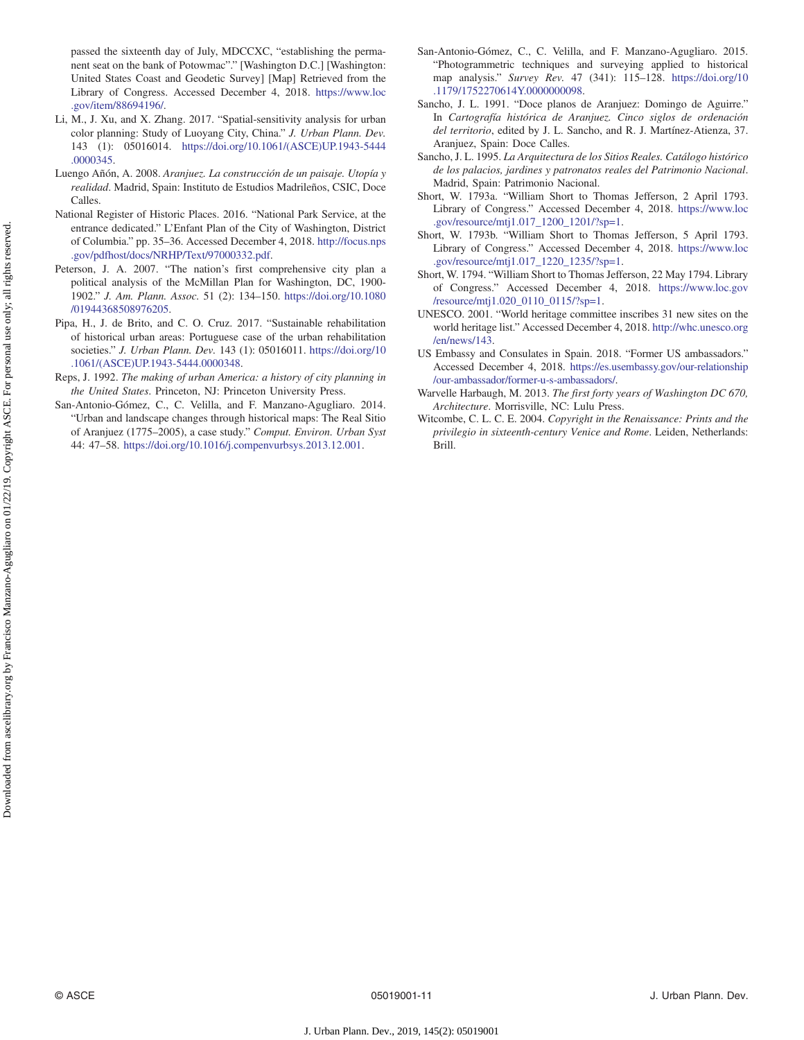passed the sixteenth day of July, MDCCXC, "establishing the permanent seat on the bank of Potowmac"." [Washington D.C.] [Washington: United States Coast and Geodetic Survey] [Map] Retrieved from the Library of Congress. Accessed December 4, 2018. https://www.loc.gov/item/88694196/.

Li, M., J. Xu, and X. Zhang. 2017. "Spatial-sensitivity analysis for urban color planning: Study of Luoyang City, China." *J. Urban Plann. Dev.* 143 (1): 05016014. https://doi.org/10.1061/(ASCE)UP.1943-5444.0000345.

Luengo Añón, A. 2008. *Aranjuez. La construcción de un paisaje. Utopía y realidad*. Madrid, Spain: Instituto de Estudios Madrileños, CSIC, Doce Calles.

National Register of Historic Places. 2016. "National Park Service, at the entrance dedicated." L'Enfant Plan of the City of Washington, District of Columbia." pp. 35–36. Accessed December 4, 2018. http://focus.nps.gov/pdfhost/docs/NRHP/Text/97000332.pdf.

Peterson, J. A. 2007. "The nation's first comprehensive city plan a political analysis of the McMillan Plan for Washington, DC, 1900-1902." *J. Am. Plann. Assoc.* 51 (2): 134–150. https://doi.org/10.1080/01944368508976205.

Pipa, H., J. de Brito, and C. O. Cruz. 2017. "Sustainable rehabilitation of historical urban areas: Portuguese case of the urban rehabilitation societies." *J. Urban Plann. Dev.* 143 (1): 05016011. https://doi.org/10.1061/(ASCE)UP.1943-5444.0000348.

Reps, J. 1992. *The making of urban America: a history of city planning in the United States*. Princeton, NJ: Princeton University Press.

San-Antonio-Gómez, C., C. Velilla, and F. Manzano-Agugliaro. 2014. "Urban and landscape changes through historical maps: The Real Sitio of Aranjuez (1775–2005), a case study." *Comput. Environ. Urban Syst* 44: 47–58. https://doi.org/10.1016/j.compenvurbsys.2013.12.001.

San-Antonio-Gómez, C., C. Velilla, and F. Manzano-Agugliaro. 2015. "Photogrammetric techniques and surveying applied to historical map analysis." *Survey Rev.* 47 (341): 115–128. https://doi.org/10.1179/1752270614Y.0000000098.

Sancho, J. L. 1991. "Doce planos de Aranjuez: Domingo de Aguirre." In *Cartografía histórica de Aranjuez. Cinco siglos de ordenación del territorio*, edited by J. L. Sancho, and R. J. Martínez-Atienza, 37. Aranjuez, Spain: Doce Calles.

Sancho, J. L. 1995. *La Arquitectura de los Sitios Reales. Catálogo histórico de los palacios, jardines y patronatos reales del Patrimonio Nacional*. Madrid, Spain: Patrimonio Nacional.

Short, W. 1793a. "William Short to Thomas Jefferson, 2 April 1793. Library of Congress." Accessed December 4, 2018. https://www.loc.gov/resource/mtj1.017_1200_1201/?sp=1.

Short, W. 1793b. "William Short to Thomas Jefferson, 5 April 1793. Library of Congress." Accessed December 4, 2018. https://www.loc.gov/resource/mtj1.017_1220_1235/?sp=1.

Short, W. 1794. "William Short to Thomas Jefferson, 22 May 1794. Library of Congress." Accessed December 4, 2018. https://www.loc.gov/resource/mtj1.020_0110_0115/?sp=1.

UNESCO. 2001. "World heritage committee inscribes 31 new sites on the world heritage list." Accessed December 4, 2018. http://whc.unesco.org/en/news/143.

US Embassy and Consulates in Spain. 2018. "Former US ambassadors." Accessed December 4, 2018. https://es.usembassy.gov/our-relationship/our-ambassador/former-u-s-ambassadors/.

Warvelle Harbaugh, M. 2013. *The first forty years of Washington DC 670, Architecture*. Morrisville, NC: Lulu Press.

Witcombe, C. L. C. E. 2004. *Copyright in the Renaissance: Prints and the privilegio in sixteenth-century Venice and Rome*. Leiden, Netherlands: Brill.